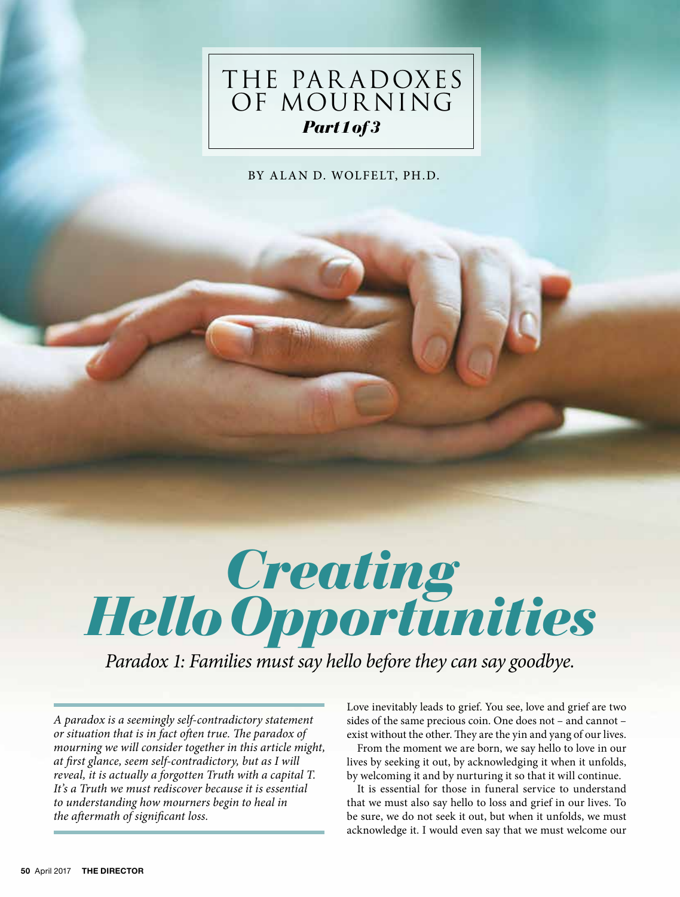# THE PARADOXES OF MOURNING

***Part 1 of 3***

BY ALAN D. WOLFELT, PH.D.

# *Creating Hello Opportunities*

*Paradox 1: Families must say hello before they can say goodbye.*

*A paradox is a seemingly self-contradictory statement or situation that is in fact often true. The paradox of mourning we will consider together in this article might, at first glance, seem self-contradictory, but as I will reveal, it is actually a forgotten Truth with a capital T. It's a Truth we must rediscover because it is essential to understanding how mourners begin to heal in the aftermath of significant loss.*

Love inevitably leads to grief. You see, love and grief are two sides of the same precious coin. One does not – and cannot – exist without the other. They are the yin and yang of our lives.

From the moment we are born, we say hello to love in our lives by seeking it out, by acknowledging it when it unfolds, by welcoming it and by nurturing it so that it will continue.

It is essential for those in funeral service to understand that we must also say hello to loss and grief in our lives. To be sure, we do not seek it out, but when it unfolds, we must acknowledge it. I would even say that we must welcome our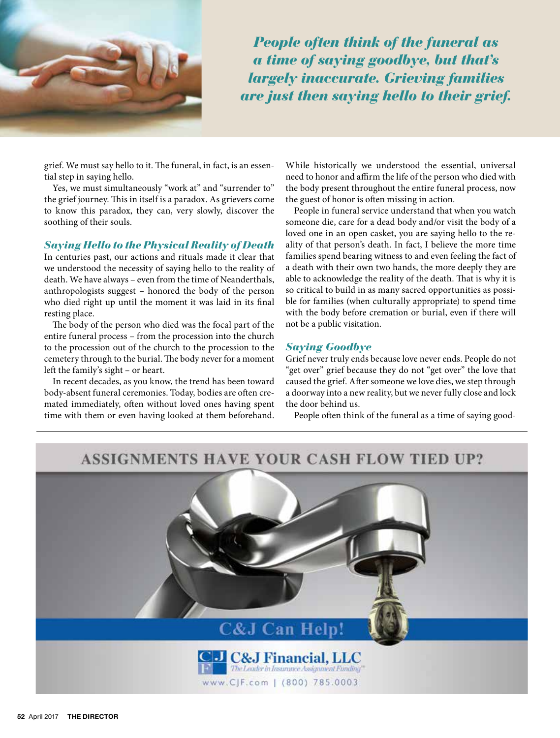*People often think of the funeral as a time of saying goodbye, but that's largely inaccurate. Grieving families are just then saying hello to their grief.*

grief. We must say hello to it. The funeral, in fact, is an essential step in saying hello.

Yes, we must simultaneously "work at" and "surrender to" the grief journey. This in itself is a paradox. As grievers come to know this paradox, they can, very slowly, discover the soothing of their souls.

### *Saying Hello to the Physical Reality of Death*

In centuries past, our actions and rituals made it clear that we understood the necessity of saying hello to the reality of death. We have always – even from the time of Neanderthals, anthropologists suggest – honored the body of the person who died right up until the moment it was laid in its final resting place.

The body of the person who died was the focal part of the entire funeral process – from the procession into the church to the procession out of the church to the procession to the cemetery through to the burial. The body never for a moment left the family's sight – or heart.

In recent decades, as you know, the trend has been toward body-absent funeral ceremonies. Today, bodies are often cremated immediately, often without loved ones having spent time with them or even having looked at them beforehand. While historically we understood the essential, universal need to honor and affirm the life of the person who died with the body present throughout the entire funeral process, now the guest of honor is often missing in action.

People in funeral service understand that when you watch someone die, care for a dead body and/or visit the body of a loved one in an open casket, you are saying hello to the reality of that person's death. In fact, I believe the more time families spend bearing witness to and even feeling the fact of a death with their own two hands, the more deeply they are able to acknowledge the reality of the death. That is why it is so critical to build in as many sacred opportunities as possible for families (when culturally appropriate) to spend time with the body before cremation or burial, even if there will not be a public visitation.

### *Saying Goodbye*

Grief never truly ends because love never ends. People do not "get over" grief because they do not "get over" the love that caused the grief. After someone we love dies, we step through a doorway into a new reality, but we never fully close and lock the door behind us.

People often think of the funeral as a time of saying good-

ASSIGNMENTS HAVE YOUR CASH FLOW TIED UP?

C&J Can Help!

C&J Financial, LLC
*The Leader in Insurance Assignment Funding*
www.CJF.com | (800) 785.0003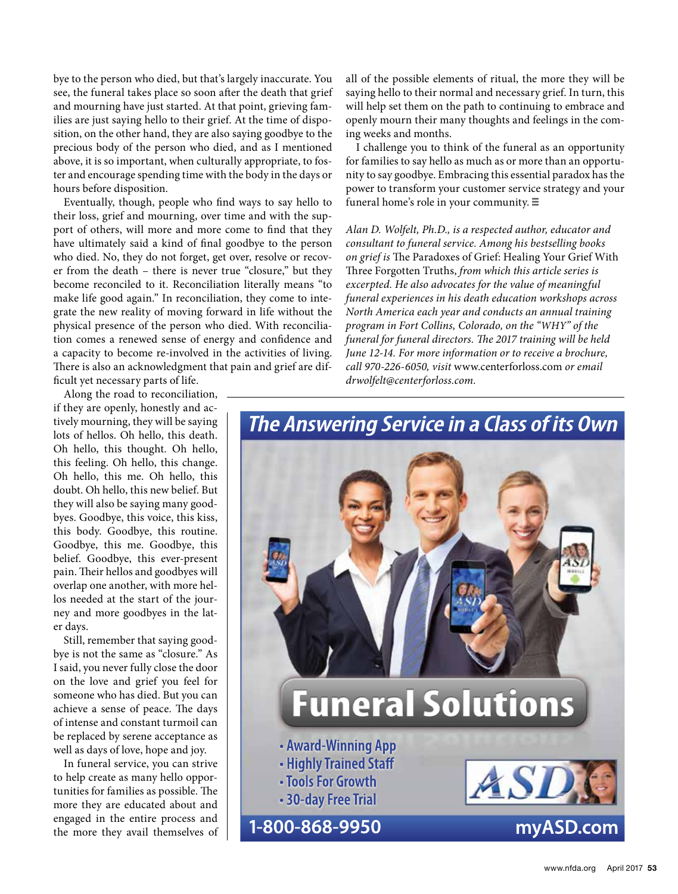bye to the person who died, but that's largely inaccurate. You see, the funeral takes place so soon after the death that grief and mourning have just started. At that point, grieving families are just saying hello to their grief. At the time of disposition, on the other hand, they are also saying goodbye to the precious body of the person who died, and as I mentioned above, it is so important, when culturally appropriate, to foster and encourage spending time with the body in the days or hours before disposition.

Eventually, though, people who find ways to say hello to their loss, grief and mourning, over time and with the support of others, will more and more come to find that they have ultimately said a kind of final goodbye to the person who died. No, they do not forget, get over, resolve or recover from the death – there is never true "closure," but they become reconciled to it. Reconciliation literally means "to make life good again." In reconciliation, they come to integrate the new reality of moving forward in life without the physical presence of the person who died. With reconciliation comes a renewed sense of energy and confidence and a capacity to become re-involved in the activities of living. There is also an acknowledgment that pain and grief are difficult yet necessary parts of life.

Along the road to reconciliation, if they are openly, honestly and actively mourning, they will be saying lots of hellos. Oh hello, this death. Oh hello, this thought. Oh hello, this feeling. Oh hello, this change. Oh hello, this me. Oh hello, this doubt. Oh hello, this new belief. But they will also be saying many goodbyes. Goodbye, this voice, this kiss, this body. Goodbye, this routine. Goodbye, this me. Goodbye, this belief. Goodbye, this ever-present pain. Their hellos and goodbyes will overlap one another, with more hellos needed at the start of the journey and more goodbyes in the later days.

Still, remember that saying goodbye is not the same as "closure." As I said, you never fully close the door on the love and grief you feel for someone who has died. But you can achieve a sense of peace. The days of intense and constant turmoil can be replaced by serene acceptance as well as days of love, hope and joy.

In funeral service, you can strive to help create as many hello opportunities for families as possible. The more they are educated about and engaged in the entire process and the more they avail themselves of all of the possible elements of ritual, the more they will be saying hello to their normal and necessary grief. In turn, this will help set them on the path to continuing to embrace and openly mourn their many thoughts and feelings in the coming weeks and months.

I challenge you to think of the funeral as an opportunity for families to say hello as much as or more than an opportunity to say goodbye. Embracing this essential paradox has the power to transform your customer service strategy and your funeral home's role in your community. ≡

*Alan D. Wolfelt, Ph.D., is a respected author, educator and consultant to funeral service. Among his bestselling books on grief is* The Paradoxes of Grief: Healing Your Grief With Three Forgotten Truths, *from which this article series is excerpted. He also advocates for the value of meaningful funeral experiences in his death education workshops across North America each year and conducts an annual training program in Fort Collins, Colorado, on the "WHY" of the funeral for funeral directors. The 2017 training will be held June 12-14. For more information or to receive a brochure, call 970-226-6050, visit* www.centerforloss.com *or email* drwolfelt@centerforloss.com*.*

The Answering Service in a Class of its Own

Funeral Solutions

- Award-Winning App
- Highly Trained Staff
- Tools For Growth
- 30-day Free Trial

ASD

1-800-868-9950

myASD.com